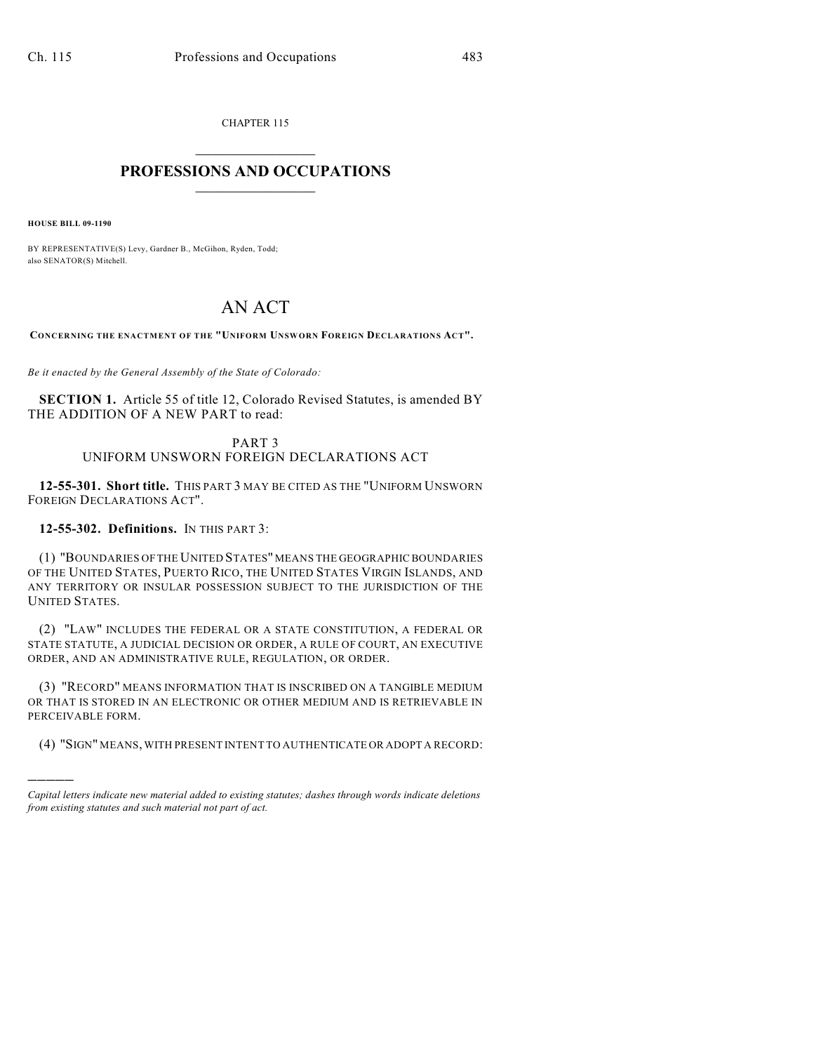CHAPTER 115

# PROFESSIONS AND OCCUPATIONS

**HOUSE BILL 09-1190**

BY REPRESENTATIVE(S) Levy, Gardner B., McGihon, Ryden, Todd;
also SENATOR(S) Mitchell.

# AN ACT

**CONCERNING THE ENACTMENT OF THE "UNIFORM UNSWORN FOREIGN DECLARATIONS ACT".**

*Be it enacted by the General Assembly of the State of Colorado:*

**SECTION 1.** Article 55 of title 12, Colorado Revised Statutes, is amended BY THE ADDITION OF A NEW PART to read:

PART 3
UNIFORM UNSWORN FOREIGN DECLARATIONS ACT

**12-55-301. Short title.** THIS PART 3 MAY BE CITED AS THE "UNIFORM UNSWORN FOREIGN DECLARATIONS ACT".

**12-55-302. Definitions.** IN THIS PART 3:

(1) "BOUNDARIES OF THE UNITED STATES" MEANS THE GEOGRAPHIC BOUNDARIES OF THE UNITED STATES, PUERTO RICO, THE UNITED STATES VIRGIN ISLANDS, AND ANY TERRITORY OR INSULAR POSSESSION SUBJECT TO THE JURISDICTION OF THE UNITED STATES.

(2) "LAW" INCLUDES THE FEDERAL OR A STATE CONSTITUTION, A FEDERAL OR STATE STATUTE, A JUDICIAL DECISION OR ORDER, A RULE OF COURT, AN EXECUTIVE ORDER, AND AN ADMINISTRATIVE RULE, REGULATION, OR ORDER.

(3) "RECORD" MEANS INFORMATION THAT IS INSCRIBED ON A TANGIBLE MEDIUM OR THAT IS STORED IN AN ELECTRONIC OR OTHER MEDIUM AND IS RETRIEVABLE IN PERCEIVABLE FORM.

(4) "SIGN" MEANS, WITH PRESENT INTENT TO AUTHENTICATE OR ADOPT A RECORD:

---

*Capital letters indicate new material added to existing statutes; dashes through words indicate deletions from existing statutes and such material not part of act.*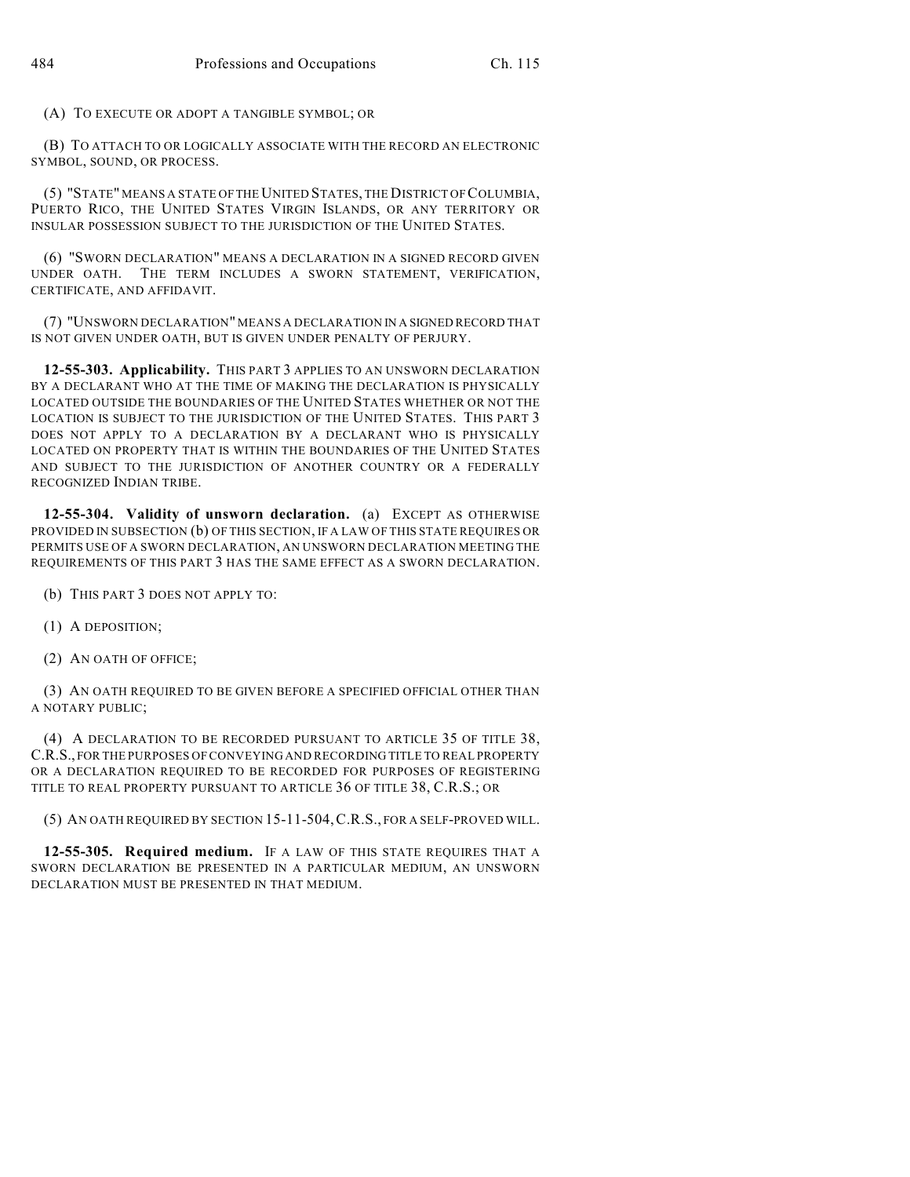(A) TO EXECUTE OR ADOPT A TANGIBLE SYMBOL; OR

(B) TO ATTACH TO OR LOGICALLY ASSOCIATE WITH THE RECORD AN ELECTRONIC SYMBOL, SOUND, OR PROCESS.

(5) "STATE" MEANS A STATE OF THE UNITED STATES, THE DISTRICT OF COLUMBIA, PUERTO RICO, THE UNITED STATES VIRGIN ISLANDS, OR ANY TERRITORY OR INSULAR POSSESSION SUBJECT TO THE JURISDICTION OF THE UNITED STATES.

(6) "SWORN DECLARATION" MEANS A DECLARATION IN A SIGNED RECORD GIVEN UNDER OATH. THE TERM INCLUDES A SWORN STATEMENT, VERIFICATION, CERTIFICATE, AND AFFIDAVIT.

(7) "UNSWORN DECLARATION" MEANS A DECLARATION IN A SIGNED RECORD THAT IS NOT GIVEN UNDER OATH, BUT IS GIVEN UNDER PENALTY OF PERJURY.

**12-55-303. Applicability.** THIS PART 3 APPLIES TO AN UNSWORN DECLARATION BY A DECLARANT WHO AT THE TIME OF MAKING THE DECLARATION IS PHYSICALLY LOCATED OUTSIDE THE BOUNDARIES OF THE UNITED STATES WHETHER OR NOT THE LOCATION IS SUBJECT TO THE JURISDICTION OF THE UNITED STATES. THIS PART 3 DOES NOT APPLY TO A DECLARATION BY A DECLARANT WHO IS PHYSICALLY LOCATED ON PROPERTY THAT IS WITHIN THE BOUNDARIES OF THE UNITED STATES AND SUBJECT TO THE JURISDICTION OF ANOTHER COUNTRY OR A FEDERALLY RECOGNIZED INDIAN TRIBE.

**12-55-304. Validity of unsworn declaration.** (a) EXCEPT AS OTHERWISE PROVIDED IN SUBSECTION (b) OF THIS SECTION, IF A LAW OF THIS STATE REQUIRES OR PERMITS USE OF A SWORN DECLARATION, AN UNSWORN DECLARATION MEETING THE REQUIREMENTS OF THIS PART 3 HAS THE SAME EFFECT AS A SWORN DECLARATION.

(b) THIS PART 3 DOES NOT APPLY TO:

(1) A DEPOSITION;

(2) AN OATH OF OFFICE;

(3) AN OATH REQUIRED TO BE GIVEN BEFORE A SPECIFIED OFFICIAL OTHER THAN A NOTARY PUBLIC;

(4) A DECLARATION TO BE RECORDED PURSUANT TO ARTICLE 35 OF TITLE 38, C.R.S., FOR THE PURPOSES OF CONVEYING AND RECORDING TITLE TO REAL PROPERTY OR A DECLARATION REQUIRED TO BE RECORDED FOR PURPOSES OF REGISTERING TITLE TO REAL PROPERTY PURSUANT TO ARTICLE 36 OF TITLE 38, C.R.S.; OR

(5) AN OATH REQUIRED BY SECTION 15-11-504, C.R.S., FOR A SELF-PROVED WILL.

**12-55-305. Required medium.** IF A LAW OF THIS STATE REQUIRES THAT A SWORN DECLARATION BE PRESENTED IN A PARTICULAR MEDIUM, AN UNSWORN DECLARATION MUST BE PRESENTED IN THAT MEDIUM.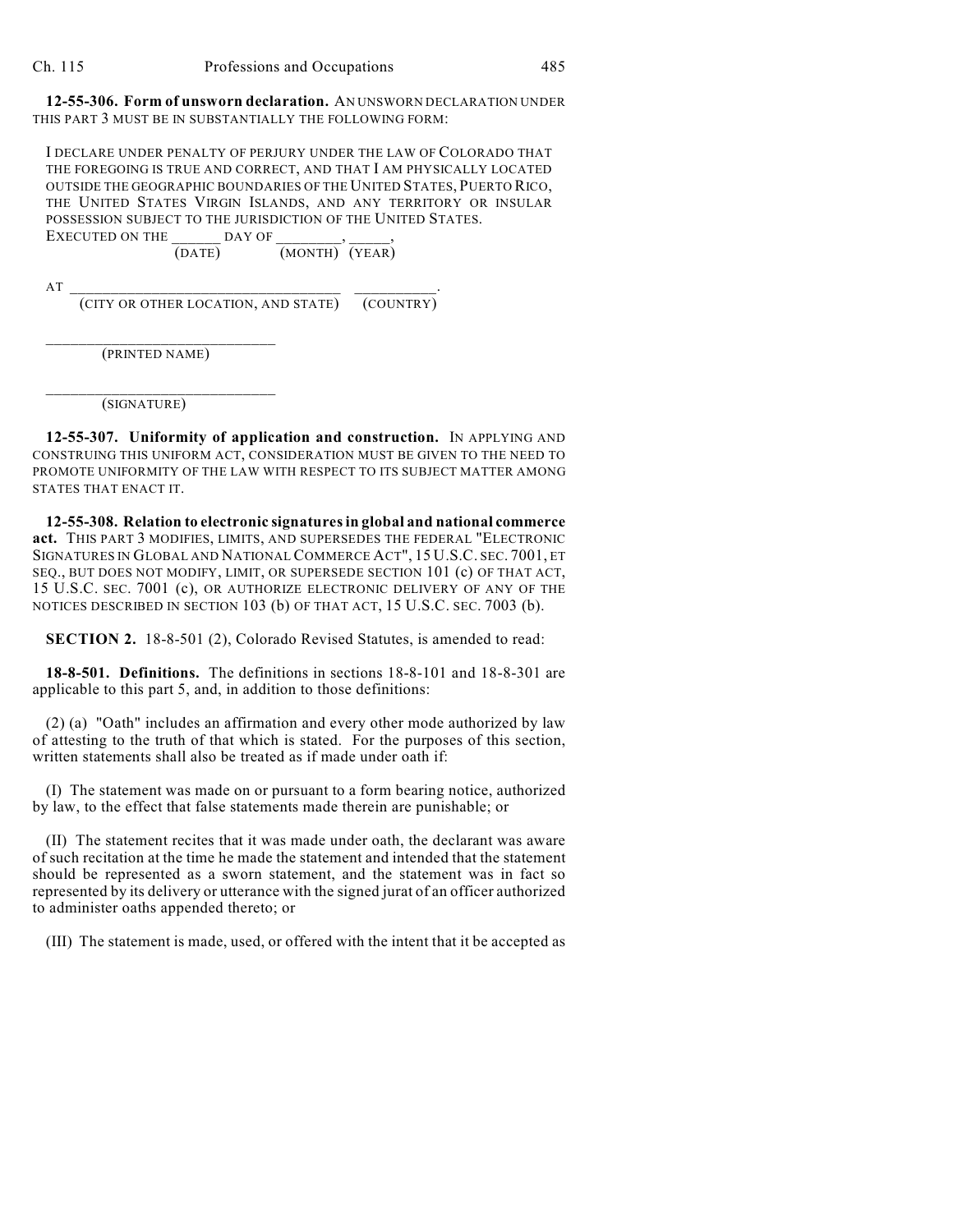**12-55-306. Form of unsworn declaration.** AN UNSWORN DECLARATION UNDER THIS PART 3 MUST BE IN SUBSTANTIALLY THE FOLLOWING FORM:

I DECLARE UNDER PENALTY OF PERJURY UNDER THE LAW OF COLORADO THAT THE FOREGOING IS TRUE AND CORRECT, AND THAT I AM PHYSICALLY LOCATED OUTSIDE THE GEOGRAPHIC BOUNDARIES OF THE UNITED STATES, PUERTO RICO, THE UNITED STATES VIRGIN ISLANDS, AND ANY TERRITORY OR INSULAR POSSESSION SUBJECT TO THE JURISDICTION OF THE UNITED STATES.

EXECUTED ON THE ______ DAY OF ________, _____,
(DATE) (MONTH) (YEAR)

AT __________________________________ __________.
(CITY OR OTHER LOCATION, AND STATE) (COUNTRY)

_____________________________
(PRINTED NAME)

_____________________________
(SIGNATURE)

**12-55-307. Uniformity of application and construction.** IN APPLYING AND CONSTRUING THIS UNIFORM ACT, CONSIDERATION MUST BE GIVEN TO THE NEED TO PROMOTE UNIFORMITY OF THE LAW WITH RESPECT TO ITS SUBJECT MATTER AMONG STATES THAT ENACT IT.

**12-55-308. Relation to electronic signatures in global and national commerce act.** THIS PART 3 MODIFIES, LIMITS, AND SUPERSEDES THE FEDERAL "ELECTRONIC SIGNATURES IN GLOBAL AND NATIONAL COMMERCE ACT", 15 U.S.C. SEC. 7001, ET SEQ., BUT DOES NOT MODIFY, LIMIT, OR SUPERSEDE SECTION 101 (c) OF THAT ACT, 15 U.S.C. SEC. 7001 (c), OR AUTHORIZE ELECTRONIC DELIVERY OF ANY OF THE NOTICES DESCRIBED IN SECTION 103 (b) OF THAT ACT, 15 U.S.C. SEC. 7003 (b).

**SECTION 2.** 18-8-501 (2), Colorado Revised Statutes, is amended to read:

**18-8-501. Definitions.** The definitions in sections 18-8-101 and 18-8-301 are applicable to this part 5, and, in addition to those definitions:

(2) (a) "Oath" includes an affirmation and every other mode authorized by law of attesting to the truth of that which is stated. For the purposes of this section, written statements shall also be treated as if made under oath if:

(I) The statement was made on or pursuant to a form bearing notice, authorized by law, to the effect that false statements made therein are punishable; or

(II) The statement recites that it was made under oath, the declarant was aware of such recitation at the time he made the statement and intended that the statement should be represented as a sworn statement, and the statement was in fact so represented by its delivery or utterance with the signed jurat of an officer authorized to administer oaths appended thereto; or

(III) The statement is made, used, or offered with the intent that it be accepted as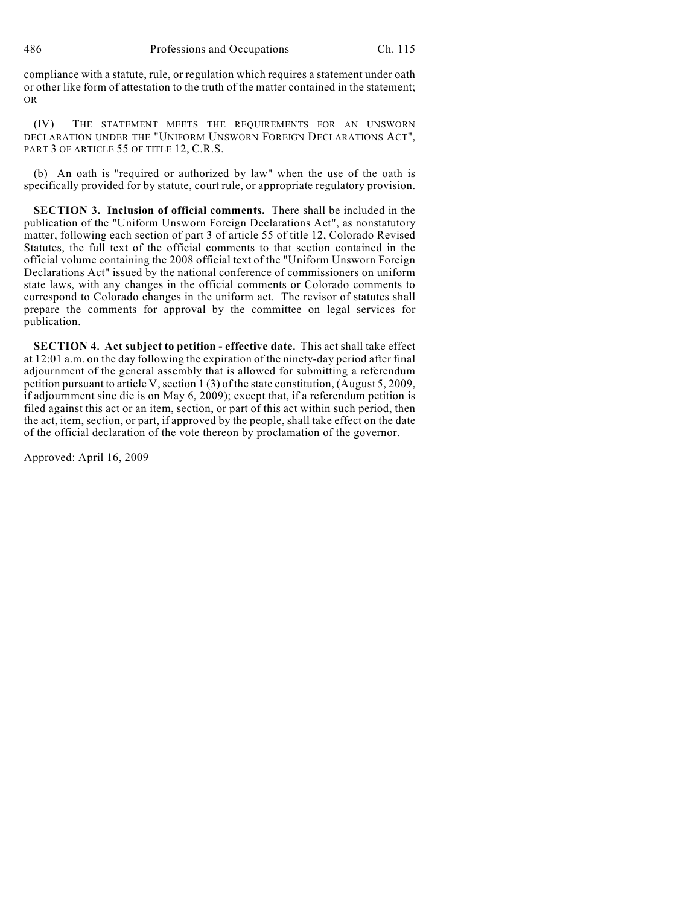compliance with a statute, rule, or regulation which requires a statement under oath or other like form of attestation to the truth of the matter contained in the statement; OR

(IV) THE STATEMENT MEETS THE REQUIREMENTS FOR AN UNSWORN DECLARATION UNDER THE "UNIFORM UNSWORN FOREIGN DECLARATIONS ACT", PART 3 OF ARTICLE 55 OF TITLE 12, C.R.S.

(b) An oath is "required or authorized by law" when the use of the oath is specifically provided for by statute, court rule, or appropriate regulatory provision.

**SECTION 3. Inclusion of official comments.** There shall be included in the publication of the "Uniform Unsworn Foreign Declarations Act", as nonstatutory matter, following each section of part 3 of article 55 of title 12, Colorado Revised Statutes, the full text of the official comments to that section contained in the official volume containing the 2008 official text of the "Uniform Unsworn Foreign Declarations Act" issued by the national conference of commissioners on uniform state laws, with any changes in the official comments or Colorado comments to correspond to Colorado changes in the uniform act. The revisor of statutes shall prepare the comments for approval by the committee on legal services for publication.

**SECTION 4. Act subject to petition - effective date.** This act shall take effect at 12:01 a.m. on the day following the expiration of the ninety-day period after final adjournment of the general assembly that is allowed for submitting a referendum petition pursuant to article V, section 1 (3) of the state constitution, (August 5, 2009, if adjournment sine die is on May 6, 2009); except that, if a referendum petition is filed against this act or an item, section, or part of this act within such period, then the act, item, section, or part, if approved by the people, shall take effect on the date of the official declaration of the vote thereon by proclamation of the governor.

Approved: April 16, 2009